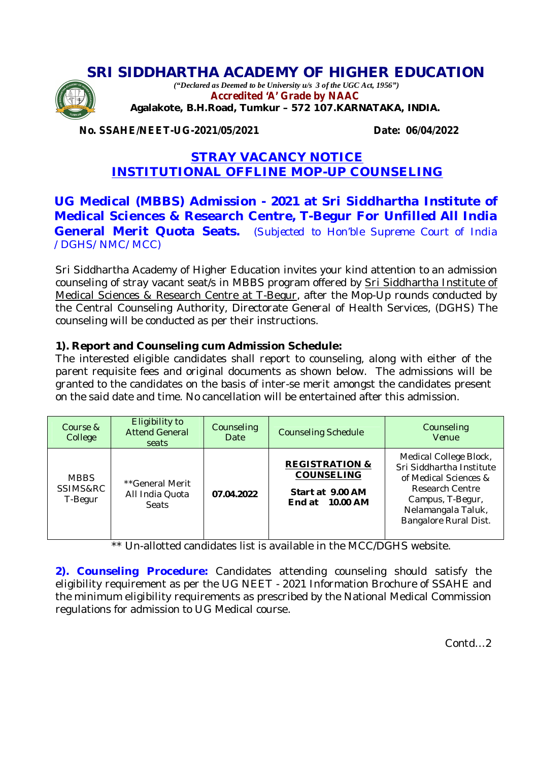# SRI SIDDHARTHA ACADEMY OF HIGHER EDUCATION

*("Declared as Deemed to be University u/s 3 of the UGC Act, 1956")*

**Accredited 'A' Grade by NAAC**

**Agalakote, B.H.Road, Tumkur – 572 107.KARNATAKA, INDIA.**

**No. SSAHE/NEET-UG-2021/05/2021** **Date: 06/04/2022**

## STRAY VACANCY NOTICE
## INSTITUTIONAL OFFLINE MOP-UP COUNSELING

**UG Medical (MBBS) Admission - 2021 at Sri Siddhartha Institute of Medical Sciences & Research Centre, T-Begur For Unfilled All India General Merit Quota Seats.** (Subjected to Hon'ble Supreme Court of India /DGHS/NMC/MCC)

Sri Siddhartha Academy of Higher Education invites your kind attention to an admission counseling of stray vacant seat/s in MBBS program offered by Sri Siddhartha Institute of Medical Sciences & Research Centre at T-Begur, after the Mop-Up rounds conducted by the Central Counseling Authority, Directorate General of Health Services, (DGHS) The counseling will be conducted as per their instructions.

**1). Report and Counseling cum Admission Schedule:**

The interested eligible candidates shall report to counseling, along with either of the parent requisite fees and original documents as shown below. The admissions will be granted to the candidates on the basis of inter-se merit amongst the candidates present on the said date and time. No cancellation will be entertained after this admission.

| Course & College | Eligibility to Attend General seats | Counseling Date | Counseling Schedule | Counseling Venue |
|---|---|---|---|---|
| MBBS SSIMS&RC T-Begur | **General Merit All India Quota Seats | **07.04.2022** | **REGISTRATION & COUNSELING** **Start at 9.00 AM** **End at 10.00 AM** | Medical College Block, Sri Siddhartha Institute of Medical Sciences & Research Centre Campus, T-Begur, Nelamangala Taluk, Bangalore Rural Dist. |

** Un-allotted candidates list is available in the MCC/DGHS website.

**2). Counseling Procedure:** Candidates attending counseling should satisfy the eligibility requirement as per the UG NEET - 2021 Information Brochure of SSAHE and the minimum eligibility requirements as prescribed by the National Medical Commission regulations for admission to UG Medical course.

Contd…2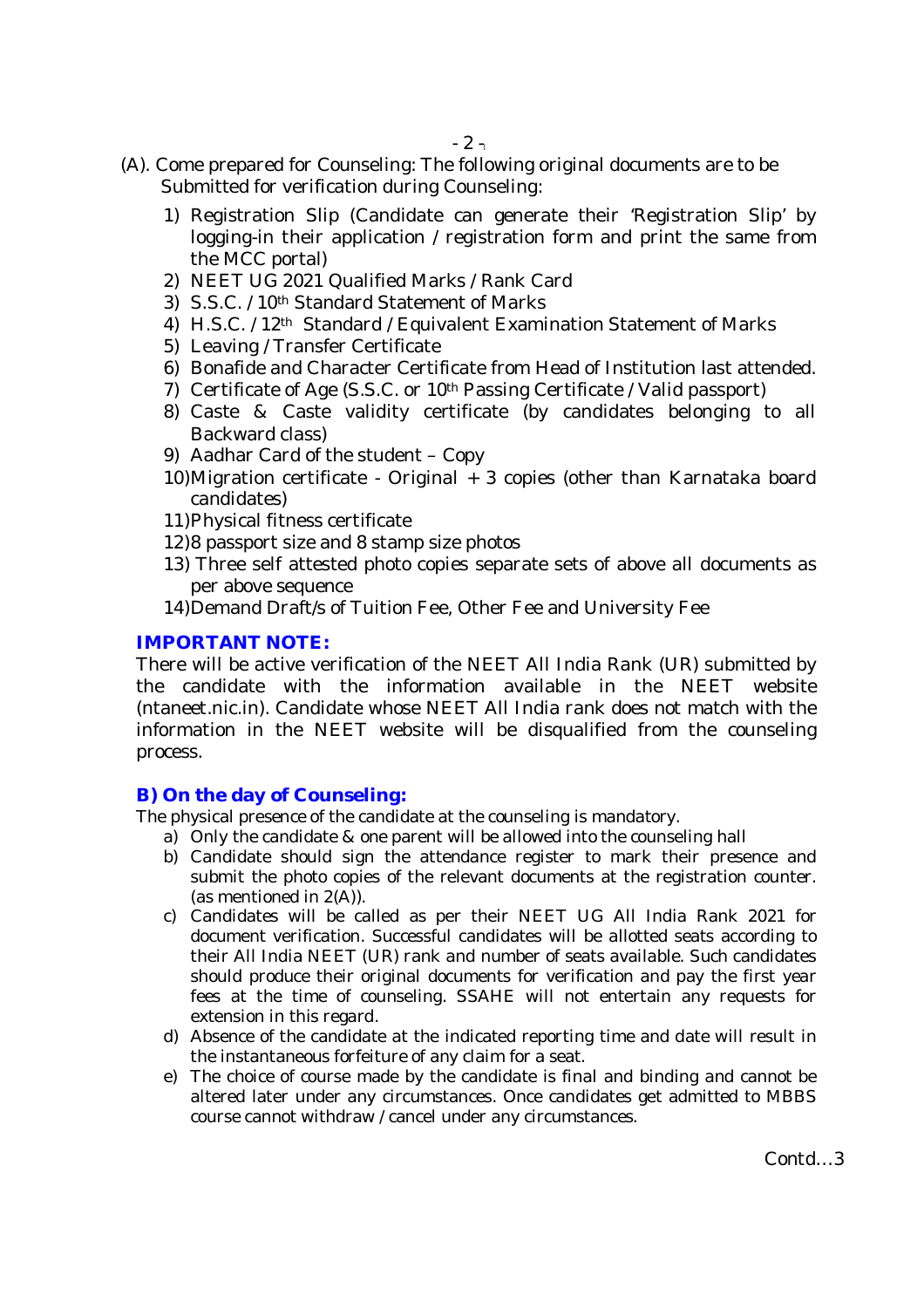(A). Come prepared for Counseling: The following original documents are to be Submitted for verification during Counseling:

1) Registration Slip (Candidate can generate their 'Registration Slip' by logging-in their application / registration form and print the same from the MCC portal)
2) NEET UG 2021 Qualified Marks / Rank Card
3) S.S.C. / 10th Standard Statement of Marks
4) H.S.C. / 12th Standard / Equivalent Examination Statement of Marks
5) Leaving / Transfer Certificate
6) Bonafide and Character Certificate from Head of Institution last attended.
7) Certificate of Age (S.S.C. or 10th Passing Certificate / Valid passport)
8) Caste & Caste validity certificate (by candidates belonging to all Backward class)
9) Aadhar Card of the student – Copy
10) Migration certificate - Original + 3 copies (other than Karnataka board candidates)
11) Physical fitness certificate
12) 8 passport size and 8 stamp size photos
13) Three self attested photo copies separate sets of above all documents as per above sequence
14) Demand Draft/s of Tuition Fee, Other Fee and University Fee

**IMPORTANT NOTE:**

There will be active verification of the NEET All India Rank (UR) submitted by the candidate with the information available in the NEET website (ntaneet.nic.in). Candidate whose NEET All India rank does not match with the information in the NEET website will be disqualified from the counseling process.

**B) On the day of Counseling:**

The physical presence of the candidate at the counseling is mandatory.

a) Only the candidate & one parent will be allowed into the counseling hall
b) Candidate should sign the attendance register to mark their presence and submit the photo copies of the relevant documents at the registration counter. (as mentioned in 2(A)).
c) Candidates will be called as per their NEET UG All India Rank 2021 for document verification. Successful candidates will be allotted seats according to their All India NEET (UR) rank and number of seats available. Such candidates should produce their original documents for verification and pay the first year fees at the time of counseling. SSAHE will not entertain any requests for extension in this regard.
d) Absence of the candidate at the indicated reporting time and date will result in the instantaneous forfeiture of any claim for a seat.
e) The choice of course made by the candidate is final and binding and cannot be altered later under any circumstances. Once candidates get admitted to MBBS course cannot withdraw / cancel under any circumstances.

Contd…3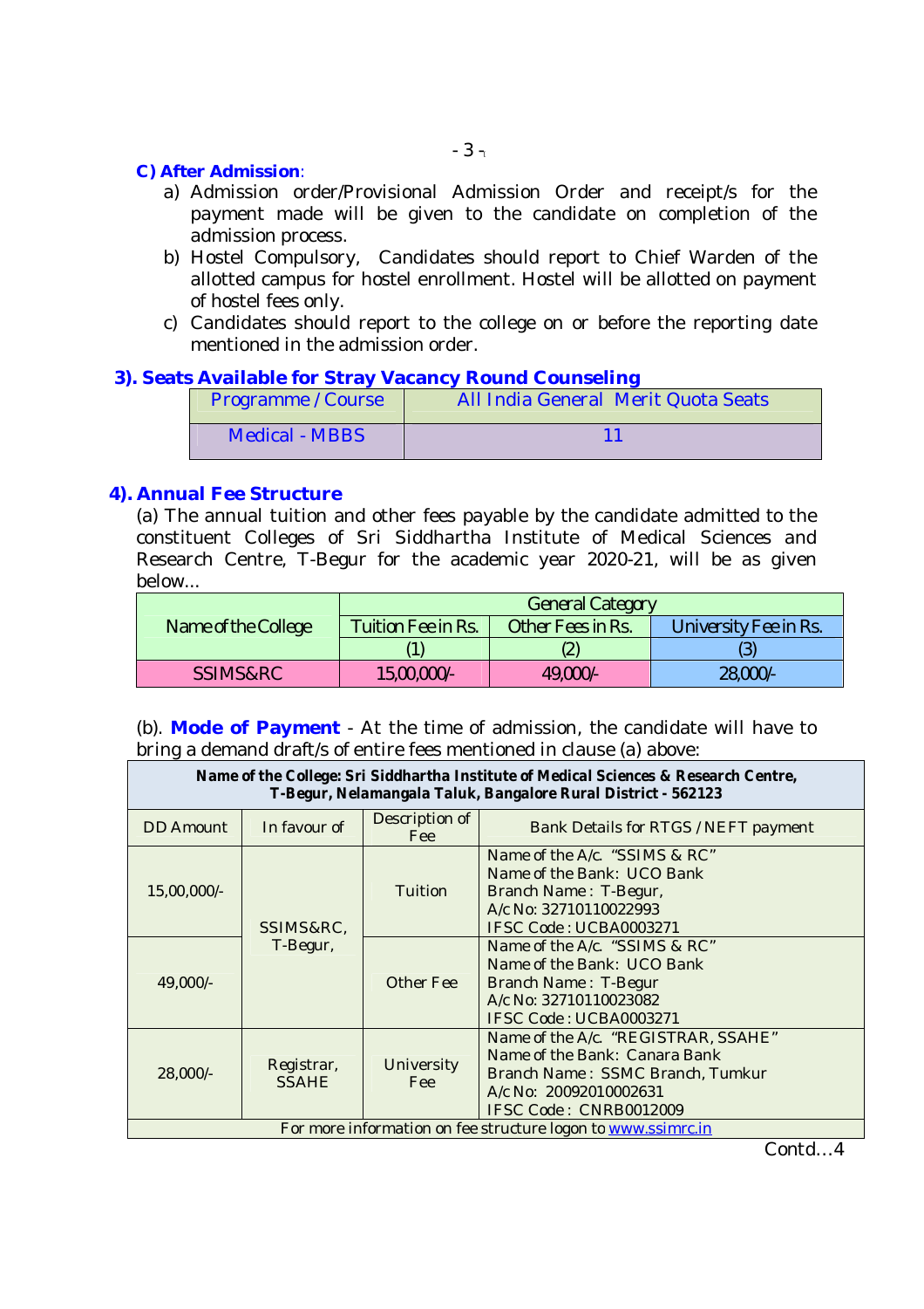**C) After Admission**:

a) Admission order/Provisional Admission Order and receipt/s for the payment made will be given to the candidate on completion of the admission process.

b) Hostel Compulsory, Candidates should report to Chief Warden of the allotted campus for hostel enrollment. Hostel will be allotted on payment of hostel fees only.

c) Candidates should report to the college on or before the reporting date mentioned in the admission order.

### 3). Seats Available for Stray Vacancy Round Counseling

| Programme / Course | All India General Merit Quota Seats |
|---|---|
| Medical - MBBS | 11 |

### 4). Annual Fee Structure

(a) The annual tuition and other fees payable by the candidate admitted to the constituent Colleges of Sri Siddhartha Institute of Medical Sciences and Research Centre, T-Begur for the academic year 2020-21, will be as given below...

| Name of the College | General Category | | |
|---|---|---|---|
| | Tuition Fee in Rs. | Other Fees in Rs. | University Fee in Rs. |
| | (1) | (2) | (3) |
| SSIMS&RC | 15,00,000/- | 49,000/- | 28,000/- |

(b). **Mode of Payment** - At the time of admission, the candidate will have to bring a demand draft/s of entire fees mentioned in clause (a) above:

**Name of the College: Sri Siddhartha Institute of Medical Sciences & Research Centre, T-Begur, Nelamangala Taluk, Bangalore Rural District - 562123**

| DD Amount | In favour of | Description of Fee | Bank Details for RTGS / NEFT payment |
|---|---|---|---|
| 15,00,000/- | SSIMS&RC, T-Begur, | Tuition | Name of the A/c. "SSIMS & RC"<br>Name of the Bank: UCO Bank<br>Branch Name : T-Begur,<br>A/c No: 32710110022993<br>IFSC Code : UCBA0003271 |
| 49,000/- | | Other Fee | Name of the A/c. "SSIMS & RC"<br>Name of the Bank: UCO Bank<br>Branch Name : T-Begur<br>A/c No: 32710110023082<br>IFSC Code : UCBA0003271 |
| 28,000/- | Registrar, SSAHE | University Fee | Name of the A/c. "REGISTRAR, SSAHE"<br>Name of the Bank: Canara Bank<br>Branch Name : SSMC Branch, Tumkur<br>A/c No: 20092010002631<br>IFSC Code : CNRB0012009 |

For more information on fee structure logon to www.ssimrc.in

Contd…4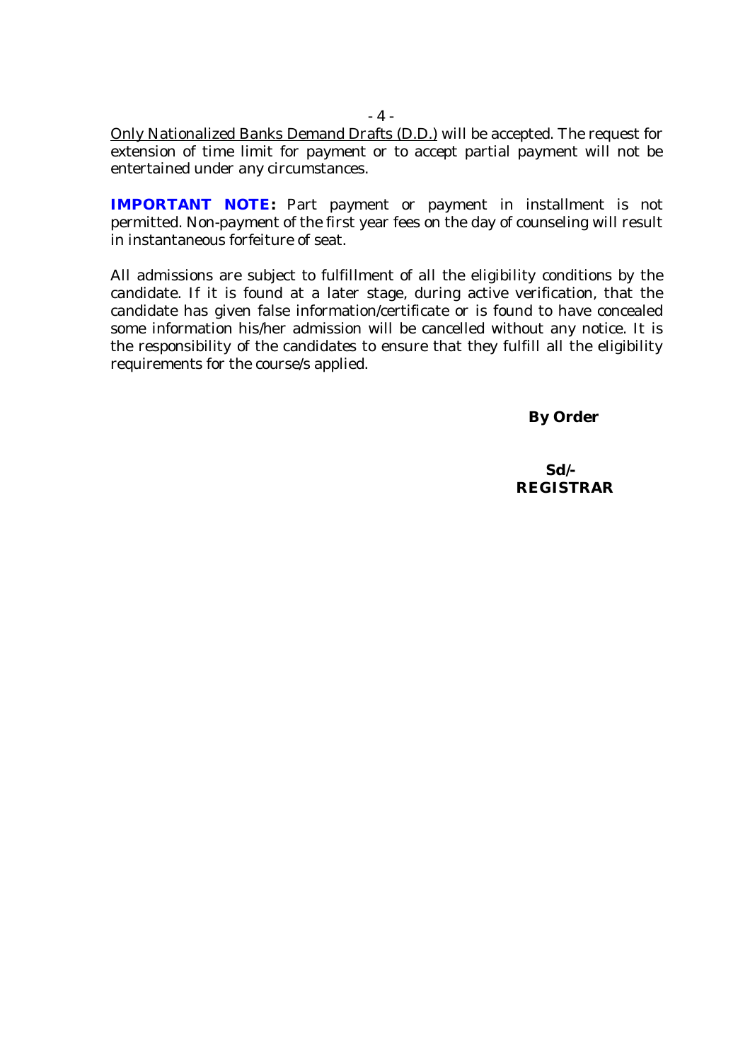Only Nationalized Banks Demand Drafts (D.D.) will be accepted. The request for extension of time limit for payment or to accept partial payment will not be entertained under any circumstances.

**IMPORTANT NOTE:** Part payment or payment in installment is not permitted. Non-payment of the first year fees on the day of counseling will result in instantaneous forfeiture of seat.

All admissions are subject to fulfillment of all the eligibility conditions by the candidate. If it is found at a later stage, during active verification, that the candidate has given false information/certificate or is found to have concealed some information his/her admission will be cancelled without any notice. It is the responsibility of the candidates to ensure that they fulfill all the eligibility requirements for the course/s applied.

**By Order**

**Sd/-**
**REGISTRAR**